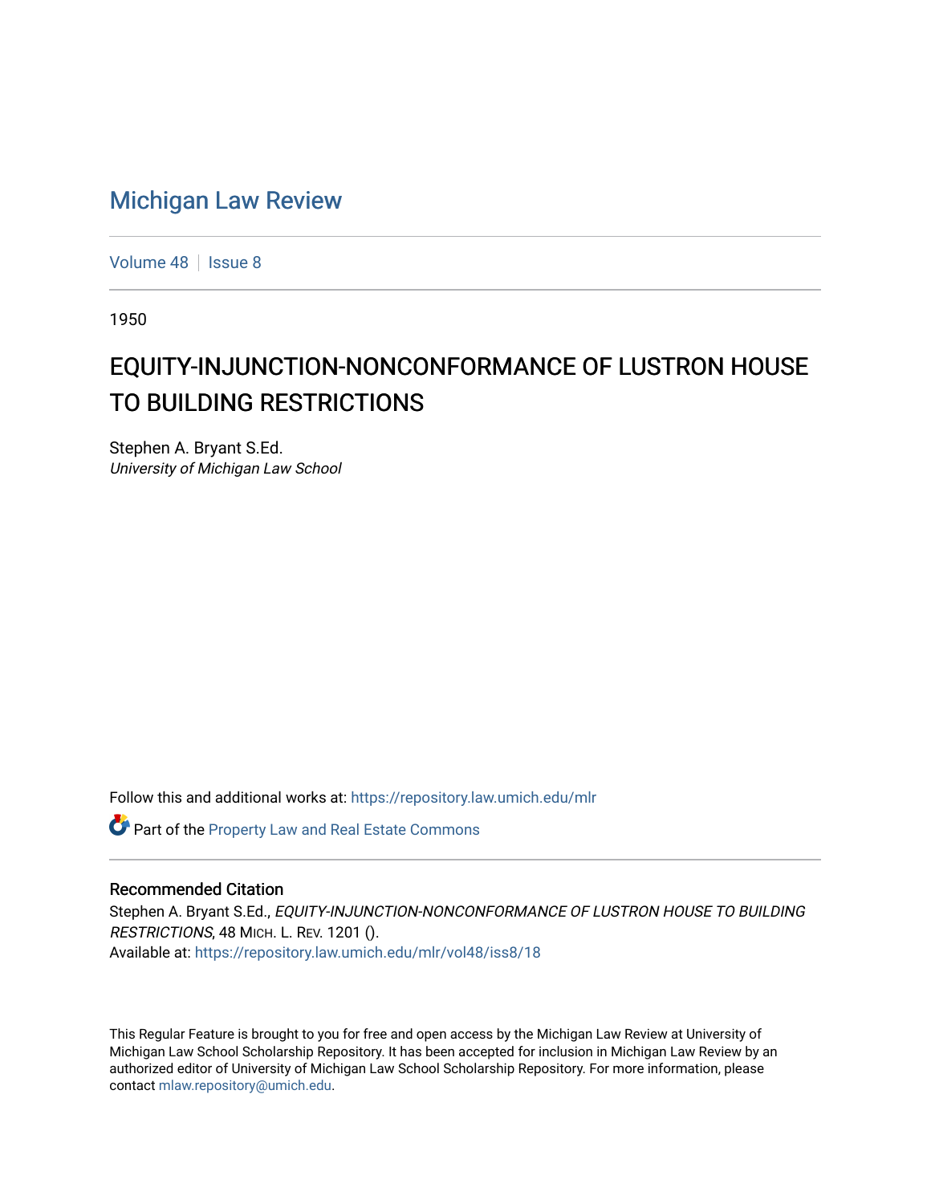# Michigan Law Review

Volume 48 | Issue 8

1950

## EQUITY-INJUNCTION-NONCONFORMANCE OF LUSTRON HOUSE TO BUILDING RESTRICTIONS

Stephen A. Bryant S.Ed.
*University of Michigan Law School*

Follow this and additional works at: https://repository.law.umich.edu/mlr

Part of the Property Law and Real Estate Commons

### Recommended Citation

Stephen A. Bryant S.Ed., *EQUITY-INJUNCTION-NONCONFORMANCE OF LUSTRON HOUSE TO BUILDING RESTRICTIONS*, 48 MICH. L. REV. 1201 ().
Available at: https://repository.law.umich.edu/mlr/vol48/iss8/18

This Regular Feature is brought to you for free and open access by the Michigan Law Review at University of Michigan Law School Scholarship Repository. It has been accepted for inclusion in Michigan Law Review by an authorized editor of University of Michigan Law School Scholarship Repository. For more information, please contact mlaw.repository@umich.edu.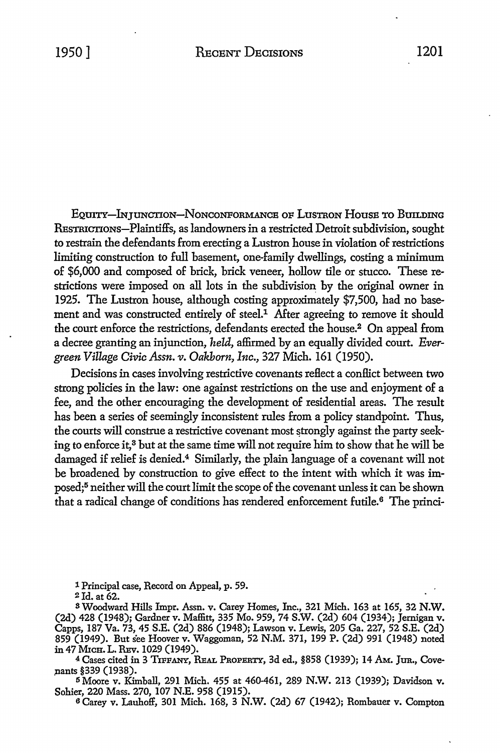Equity—Injunction—Nonconformance of Lustron House to Building Restrictions—Plaintiffs, as landowners in a restricted Detroit subdivision, sought to restrain the defendants from erecting a Lustron house in violation of restrictions limiting construction to full basement, one-family dwellings, costing a minimum of $6,000 and composed of brick, brick veneer, hollow tile or stucco. These restrictions were imposed on all lots in the subdivision by the original owner in 1925. The Lustron house, although costing approximately $7,500, had no basement and was constructed entirely of steel.[1] After agreeing to remove it should the court enforce the restrictions, defendants erected the house.[2] On appeal from a decree granting an injunction, *held*, affirmed by an equally divided court. *Evergreen Village Civic Assn. v. Oakborn, Inc.*, 327 Mich. 161 (1950).

Decisions in cases involving restrictive covenants reflect a conflict between two strong policies in the law: one against restrictions on the use and enjoyment of a fee, and the other encouraging the development of residential areas. The result has been a series of seemingly inconsistent rules from a policy standpoint. Thus, the courts will construe a restrictive covenant most strongly against the party seeking to enforce it,[3] but at the same time will not require him to show that he will be damaged if relief is denied.[4] Similarly, the plain language of a covenant will not be broadened by construction to give effect to the intent with which it was imposed;[5] neither will the court limit the scope of the covenant unless it can be shown that a radical change of conditions has rendered enforcement futile.[6] The princi-

[1] Principal case, Record on Appeal, p. 59.

[2] Id. at 62.

[3] Woodward Hills Impr. Assn. v. Carey Homes, Inc., 321 Mich. 163 at 165, 32 N.W. (2d) 428 (1948); Gardner v. Maffitt, 335 Mo. 959, 74 S.W. (2d) 604 (1934); Jernigan v. Capps, 187 Va. 73, 45 S.E. (2d) 886 (1948); Lawson v. Lewis, 205 Ga. 227, 52 S.E. (2d) 859 (1949). But see Hoover v. Waggoman, 52 N.M. 371, 199 P. (2d) 991 (1948) noted in 47 Mich. L. Rev. 1029 (1949).

[4] Cases cited in 3 Tiffany, Real Property, 3d ed., §858 (1939); 14 Am. Jur., Covenants §339 (1938).

[5] Moore v. Kimball, 291 Mich. 455 at 460-461, 289 N.W. 213 (1939); Davidson v. Sohier, 220 Mass. 270, 107 N.E. 958 (1915).

[6] Carey v. Lauhoff, 301 Mich. 168, 3 N.W. (2d) 67 (1942); Rombauer v. Compton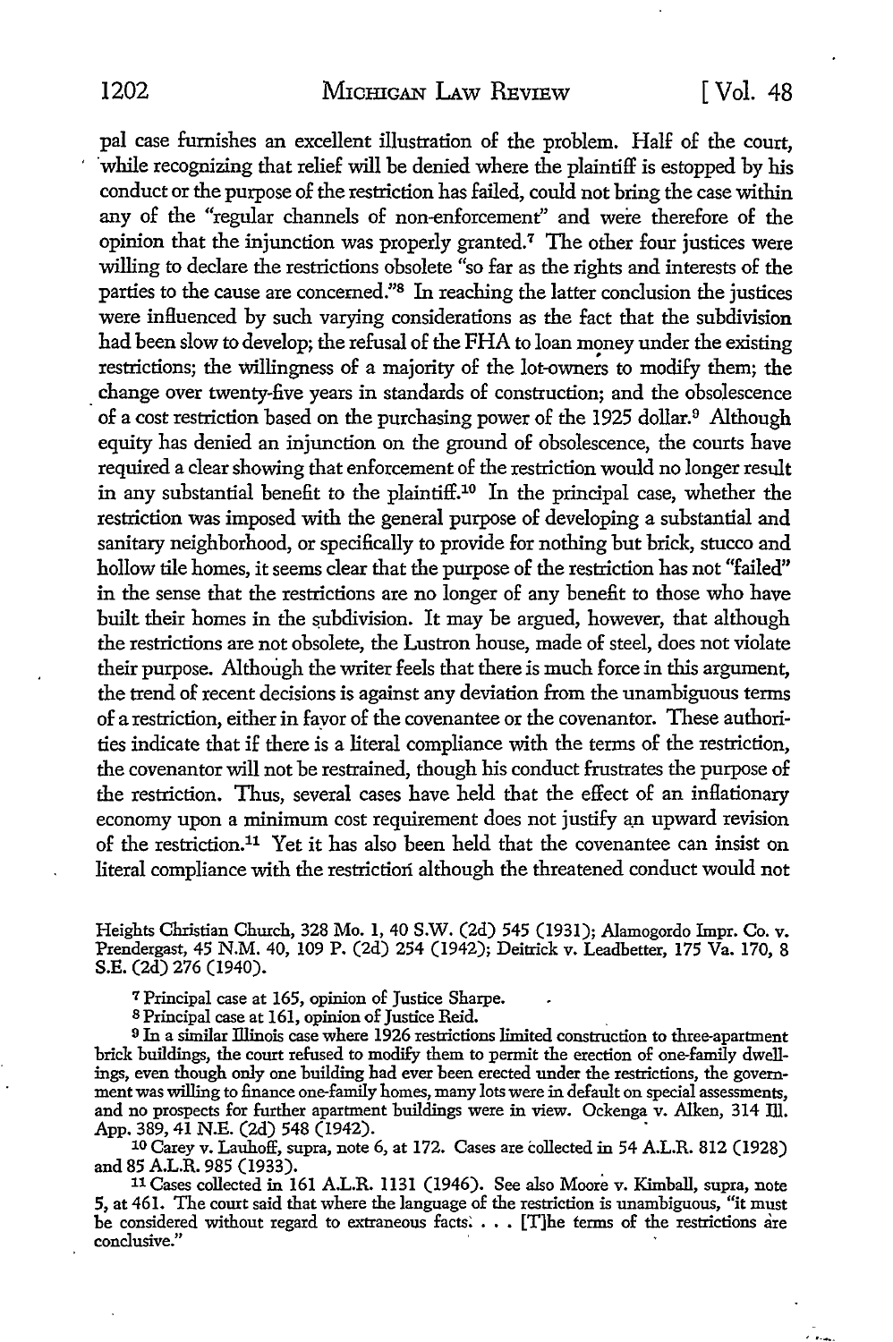pal case furnishes an excellent illustration of the problem. Half of the court, while recognizing that relief will be denied where the plaintiff is estopped by his conduct or the purpose of the restriction has failed, could not bring the case within any of the "regular channels of non-enforcement" and were therefore of the opinion that the injunction was properly granted.[7] The other four justices were willing to declare the restrictions obsolete "so far as the rights and interests of the parties to the cause are concerned."[8] In reaching the latter conclusion the justices were influenced by such varying considerations as the fact that the subdivision had been slow to develop; the refusal of the FHA to loan money under the existing restrictions; the willingness of a majority of the lot-owners to modify them; the change over twenty-five years in standards of construction; and the obsolescence of a cost restriction based on the purchasing power of the 1925 dollar.[9] Although equity has denied an injunction on the ground of obsolescence, the courts have required a clear showing that enforcement of the restriction would no longer result in any substantial benefit to the plaintiff.[10] In the principal case, whether the restriction was imposed with the general purpose of developing a substantial and sanitary neighborhood, or specifically to provide for nothing but brick, stucco and hollow tile homes, it seems clear that the purpose of the restriction has not "failed" in the sense that the restrictions are no longer of any benefit to those who have built their homes in the subdivision. It may be argued, however, that although the restrictions are not obsolete, the Lustron house, made of steel, does not violate their purpose. Although the writer feels that there is much force in this argument, the trend of recent decisions is against any deviation from the unambiguous terms of a restriction, either in favor of the covenantee or the covenantor. These authorities indicate that if there is a literal compliance with the terms of the restriction, the covenantor will not be restrained, though his conduct frustrates the purpose of the restriction. Thus, several cases have held that the effect of an inflationary economy upon a minimum cost requirement does not justify an upward revision of the restriction.[11] Yet it has also been held that the covenantee can insist on literal compliance with the restriction although the threatened conduct would not

Heights Christian Church, 328 Mo. 1, 40 S.W. (2d) 545 (1931); Alamogordo Impr. Co. v. Prendergast, 45 N.M. 40, 109 P. (2d) 254 (1942); Deitrick v. Leadbetter, 175 Va. 170, 8 S.E. (2d) 276 (1940).

[7] Principal case at 165, opinion of Justice Sharpe.

[8] Principal case at 161, opinion of Justice Reid.

[9] In a similar Illinois case where 1926 restrictions limited construction to three-apartment brick buildings, the court refused to modify them to permit the erection of one-family dwellings, even though only one building had ever been erected under the restrictions, the government was willing to finance one-family homes, many lots were in default on special assessments, and no prospects for further apartment buildings were in view. Ockenga v. Alken, 314 Ill. App. 389, 41 N.E. (2d) 548 (1942).

[10] Carey v. Lauhoff, supra, note 6, at 172. Cases are collected in 54 A.L.R. 812 (1928) and 85 A.L.R. 985 (1933).

[11] Cases collected in 161 A.L.R. 1131 (1946). See also Moore v. Kimball, supra, note 5, at 461. The court said that where the language of the restriction is unambiguous, "it must be considered without regard to extraneous facts. . . . [T]he terms of the restrictions are conclusive."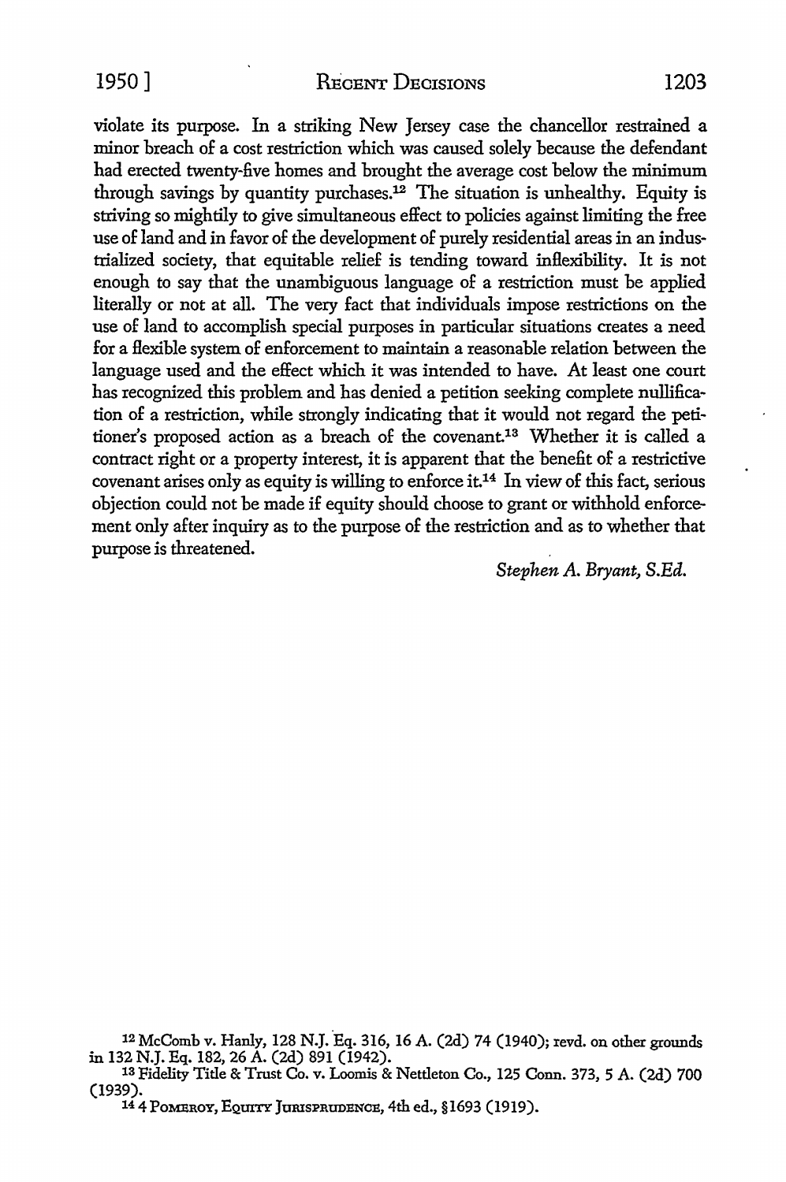violate its purpose. In a striking New Jersey case the chancellor restrained a minor breach of a cost restriction which was caused solely because the defendant had erected twenty-five homes and brought the average cost below the minimum through savings by quantity purchases.[12] The situation is unhealthy. Equity is striving so mightily to give simultaneous effect to policies against limiting the free use of land and in favor of the development of purely residential areas in an industrialized society, that equitable relief is tending toward inflexibility. It is not enough to say that the unambiguous language of a restriction must be applied literally or not at all. The very fact that individuals impose restrictions on the use of land to accomplish special purposes in particular situations creates a need for a flexible system of enforcement to maintain a reasonable relation between the language used and the effect which it was intended to have. At least one court has recognized this problem and has denied a petition seeking complete nullification of a restriction, while strongly indicating that it would not regard the petitioner's proposed action as a breach of the covenant.[13] Whether it is called a contract right or a property interest, it is apparent that the benefit of a restrictive covenant arises only as equity is willing to enforce it.[14] In view of this fact, serious objection could not be made if equity should choose to grant or withhold enforcement only after inquiry as to the purpose of the restriction and as to whether that purpose is threatened.

*Stephen A. Bryant, S.Ed.*

---

[12] McComb v. Hanly, 128 N.J. Eq. 316, 16 A. (2d) 74 (1940); revd. on other grounds in 132 N.J. Eq. 182, 26 A. (2d) 891 (1942).

[13] Fidelity Title & Trust Co. v. Loomis & Nettleton Co., 125 Conn. 373, 5 A. (2d) 700 (1939).

[14] 4 POMEROY, EQUITY JURISPRUDENCE, 4th ed., §1693 (1919).